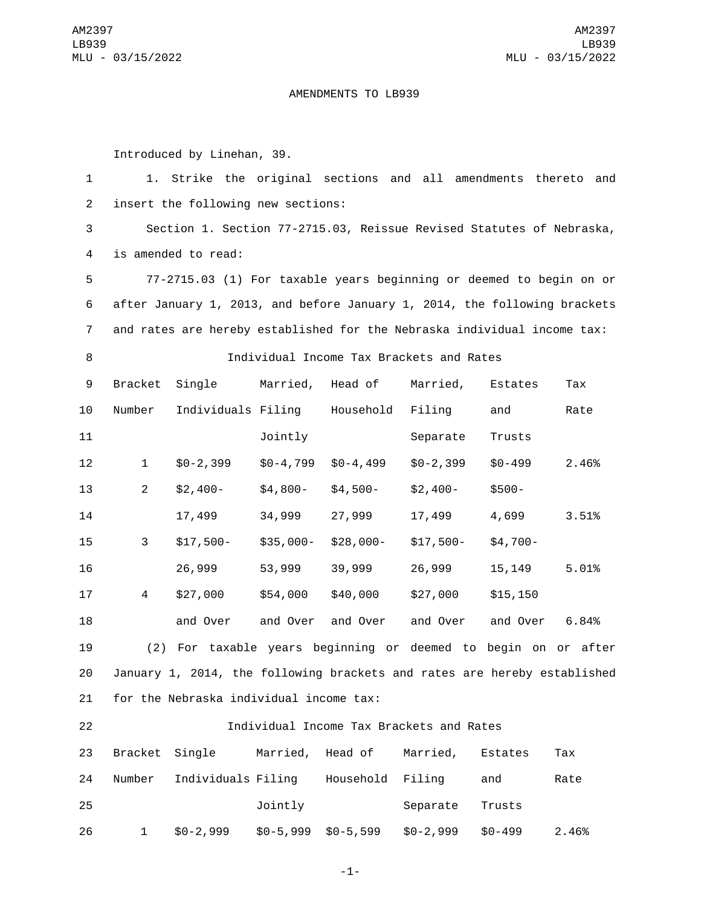AMENDMENTS TO LB939

Introduced by Linehan, 39.

1. Strike the original sections and all amendments thereto and insert the following new sections:

Section 1. Section 77-2715.03, Reissue Revised Statutes of Nebraska, is amended to read:

77-2715.03 (1) For taxable years beginning or deemed to begin on or after January 1, 2013, and before January 1, 2014, the following brackets and rates are hereby established for the Nebraska individual income tax:

Individual Income Tax Brackets and Rates

| Bracket Number | Single Individuals | Married, Filing Jointly | Head of Household | Married, Filing Separate | Estates and Trusts | Tax Rate |
|---|---|---|---|---|---|---|
| 1 | $0-2,399 | $0-4,799 | $0-4,499 | $0-2,399 | $0-499 | 2.46% |
| 2 | $2,400-17,499 | $4,800-34,999 | $4,500-27,999 | $2,400-17,499 | $500-4,699 | 3.51% |
| 3 | $17,500-26,999 | $35,000-53,999 | $28,000-39,999 | $17,500-26,999 | $4,700-15,149 | 5.01% |
| 4 | $27,000 and Over | $54,000 and Over | $40,000 and Over | $27,000 and Over | $15,150 and Over | 6.84% |

(2) For taxable years beginning or deemed to begin on or after January 1, 2014, the following brackets and rates are hereby established for the Nebraska individual income tax:

Individual Income Tax Brackets and Rates

| Bracket Number | Single Individuals | Married, Filing Jointly | Head of Household | Married, Filing Separate | Estates and Trusts | Tax Rate |
|---|---|---|---|---|---|---|
| 1 | $0-2,999 | $0-5,999 | $0-5,599 | $0-2,999 | $0-499 | 2.46% |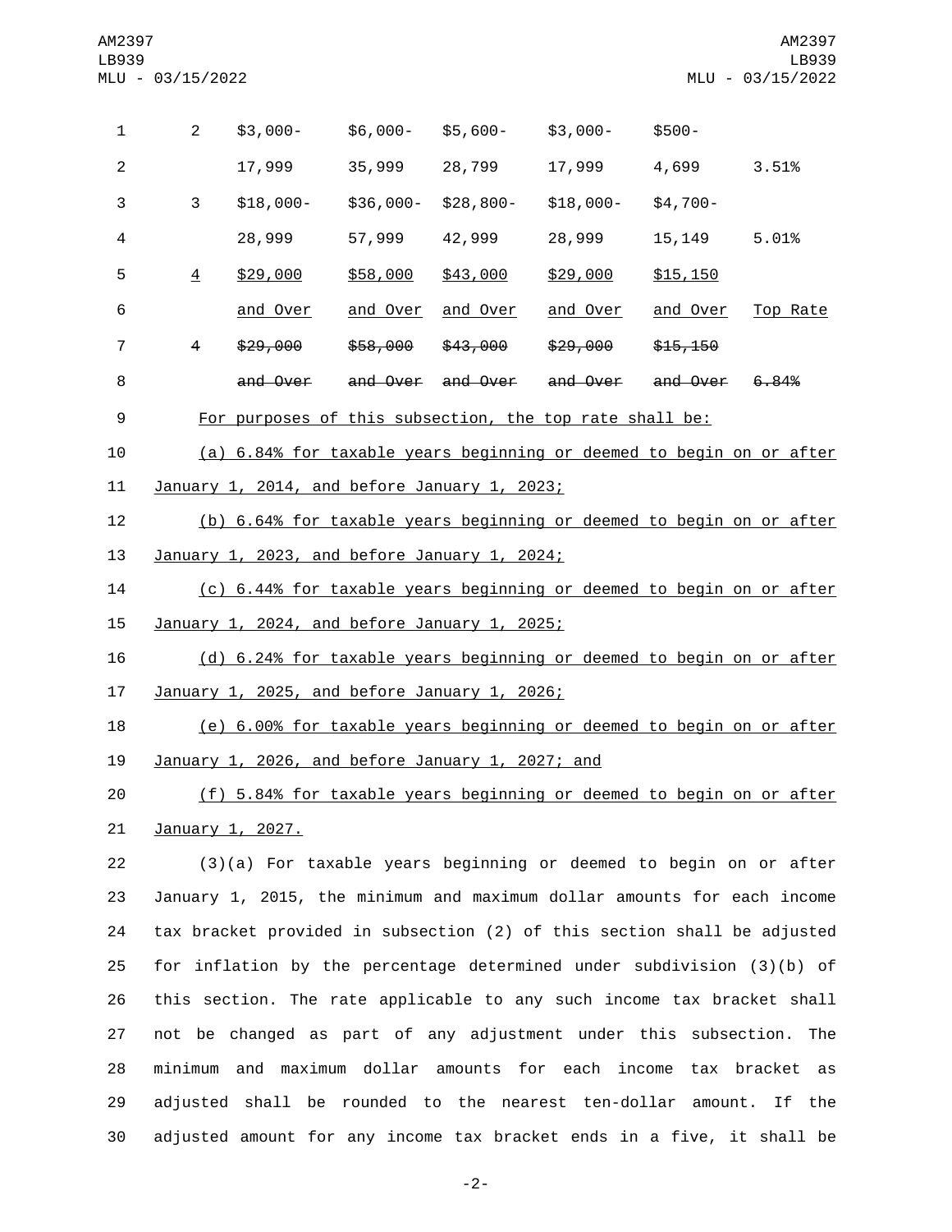| | | | | | | |
|---|---|---|---|---|---|---|
| 2 | $3,000- 17,999 | $6,000- 35,999 | $5,600- 28,799 | $3,000- 17,999 | $500- 4,699 | 3.51% |
| 3 | $18,000- 28,999 | $36,000- 57,999 | $28,800- 42,999 | $18,000- 28,999 | $4,700- 15,149 | 5.01% |
| 4 | $29,000 and Over | $58,000 and Over | $43,000 and Over | $29,000 and Over | $15,150 and Over | Top Rate |
| ~~4~~ | ~~$29,000 and Over~~ | ~~$58,000 and Over~~ | ~~$43,000 and Over~~ | ~~$29,000 and Over~~ | ~~$15,150 and Over~~ | ~~6.84%~~ |

For purposes of this subsection, the top rate shall be:

(a) 6.84% for taxable years beginning or deemed to begin on or after January 1, 2014, and before January 1, 2023;

(b) 6.64% for taxable years beginning or deemed to begin on or after January 1, 2023, and before January 1, 2024;

(c) 6.44% for taxable years beginning or deemed to begin on or after January 1, 2024, and before January 1, 2025;

(d) 6.24% for taxable years beginning or deemed to begin on or after January 1, 2025, and before January 1, 2026;

(e) 6.00% for taxable years beginning or deemed to begin on or after January 1, 2026, and before January 1, 2027; and

(f) 5.84% for taxable years beginning or deemed to begin on or after January 1, 2027.

(3)(a) For taxable years beginning or deemed to begin on or after January 1, 2015, the minimum and maximum dollar amounts for each income tax bracket provided in subsection (2) of this section shall be adjusted for inflation by the percentage determined under subdivision (3)(b) of this section. The rate applicable to any such income tax bracket shall not be changed as part of any adjustment under this subsection. The minimum and maximum dollar amounts for each income tax bracket as adjusted shall be rounded to the nearest ten-dollar amount. If the adjusted amount for any income tax bracket ends in a five, it shall be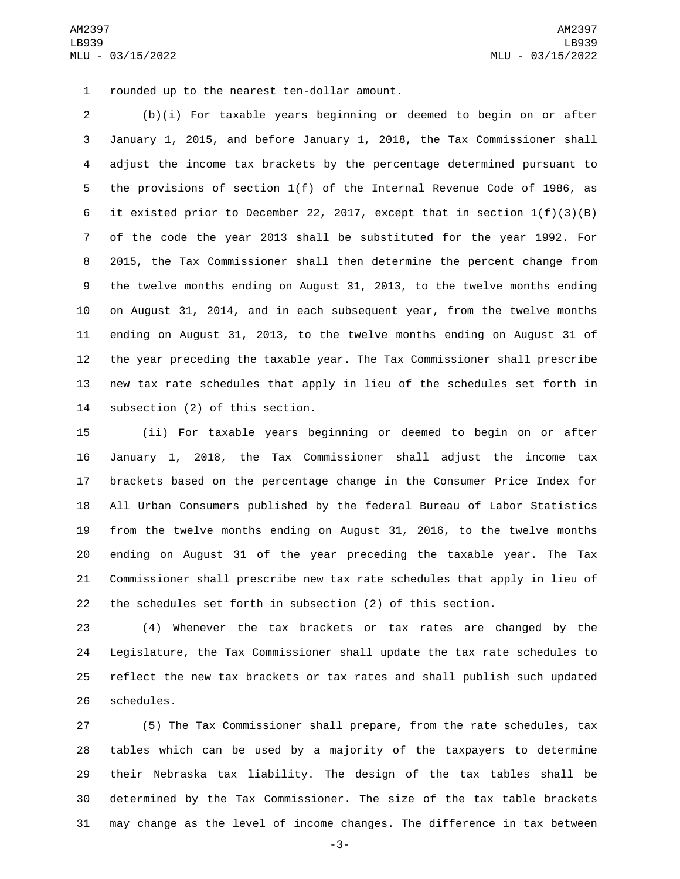rounded up to the nearest ten-dollar amount.

(b)(i) For taxable years beginning or deemed to begin on or after January 1, 2015, and before January 1, 2018, the Tax Commissioner shall adjust the income tax brackets by the percentage determined pursuant to the provisions of section 1(f) of the Internal Revenue Code of 1986, as it existed prior to December 22, 2017, except that in section 1(f)(3)(B) of the code the year 2013 shall be substituted for the year 1992. For 2015, the Tax Commissioner shall then determine the percent change from the twelve months ending on August 31, 2013, to the twelve months ending on August 31, 2014, and in each subsequent year, from the twelve months ending on August 31, 2013, to the twelve months ending on August 31 of the year preceding the taxable year. The Tax Commissioner shall prescribe new tax rate schedules that apply in lieu of the schedules set forth in subsection (2) of this section.

(ii) For taxable years beginning or deemed to begin on or after January 1, 2018, the Tax Commissioner shall adjust the income tax brackets based on the percentage change in the Consumer Price Index for All Urban Consumers published by the federal Bureau of Labor Statistics from the twelve months ending on August 31, 2016, to the twelve months ending on August 31 of the year preceding the taxable year. The Tax Commissioner shall prescribe new tax rate schedules that apply in lieu of the schedules set forth in subsection (2) of this section.

(4) Whenever the tax brackets or tax rates are changed by the Legislature, the Tax Commissioner shall update the tax rate schedules to reflect the new tax brackets or tax rates and shall publish such updated schedules.

(5) The Tax Commissioner shall prepare, from the rate schedules, tax tables which can be used by a majority of the taxpayers to determine their Nebraska tax liability. The design of the tax tables shall be determined by the Tax Commissioner. The size of the tax table brackets may change as the level of income changes. The difference in tax between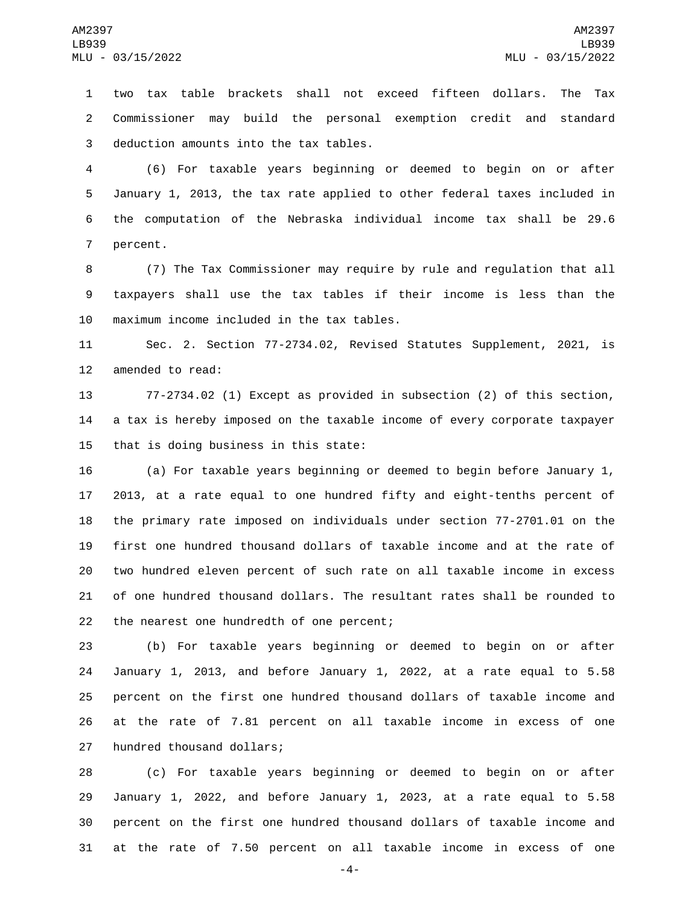two tax table brackets shall not exceed fifteen dollars. The Tax Commissioner may build the personal exemption credit and standard deduction amounts into the tax tables.

(6) For taxable years beginning or deemed to begin on or after January 1, 2013, the tax rate applied to other federal taxes included in the computation of the Nebraska individual income tax shall be 29.6 percent.

(7) The Tax Commissioner may require by rule and regulation that all taxpayers shall use the tax tables if their income is less than the maximum income included in the tax tables.

Sec. 2. Section 77-2734.02, Revised Statutes Supplement, 2021, is amended to read:

77-2734.02 (1) Except as provided in subsection (2) of this section, a tax is hereby imposed on the taxable income of every corporate taxpayer that is doing business in this state:

(a) For taxable years beginning or deemed to begin before January 1, 2013, at a rate equal to one hundred fifty and eight-tenths percent of the primary rate imposed on individuals under section 77-2701.01 on the first one hundred thousand dollars of taxable income and at the rate of two hundred eleven percent of such rate on all taxable income in excess of one hundred thousand dollars. The resultant rates shall be rounded to the nearest one hundredth of one percent;

(b) For taxable years beginning or deemed to begin on or after January 1, 2013, and before January 1, 2022, at a rate equal to 5.58 percent on the first one hundred thousand dollars of taxable income and at the rate of 7.81 percent on all taxable income in excess of one hundred thousand dollars;

(c) For taxable years beginning or deemed to begin on or after January 1, 2022, and before January 1, 2023, at a rate equal to 5.58 percent on the first one hundred thousand dollars of taxable income and at the rate of 7.50 percent on all taxable income in excess of one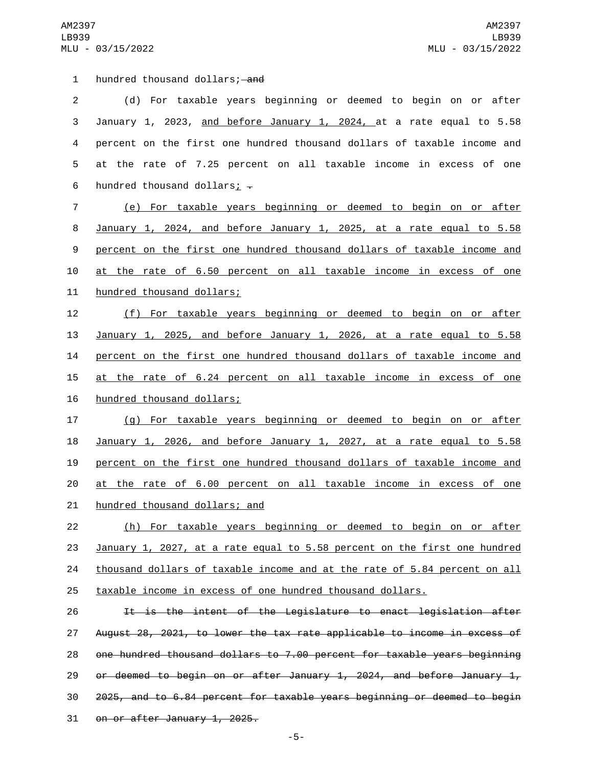hundred thousand dollars; ~~and~~

(d) For taxable years beginning or deemed to begin on or after January 1, 2023, and before January 1, 2024, at a rate equal to 5.58 percent on the first one hundred thousand dollars of taxable income and at the rate of 7.25 percent on all taxable income in excess of one hundred thousand dollars; ~~.~~

(e) For taxable years beginning or deemed to begin on or after January 1, 2024, and before January 1, 2025, at a rate equal to 5.58 percent on the first one hundred thousand dollars of taxable income and at the rate of 6.50 percent on all taxable income in excess of one hundred thousand dollars;

(f) For taxable years beginning or deemed to begin on or after January 1, 2025, and before January 1, 2026, at a rate equal to 5.58 percent on the first one hundred thousand dollars of taxable income and at the rate of 6.24 percent on all taxable income in excess of one hundred thousand dollars;

(g) For taxable years beginning or deemed to begin on or after January 1, 2026, and before January 1, 2027, at a rate equal to 5.58 percent on the first one hundred thousand dollars of taxable income and at the rate of 6.00 percent on all taxable income in excess of one hundred thousand dollars; and

(h) For taxable years beginning or deemed to begin on or after January 1, 2027, at a rate equal to 5.58 percent on the first one hundred thousand dollars of taxable income and at the rate of 5.84 percent on all taxable income in excess of one hundred thousand dollars.

~~It is the intent of the Legislature to enact legislation after August 28, 2021, to lower the tax rate applicable to income in excess of one hundred thousand dollars to 7.00 percent for taxable years beginning or deemed to begin on or after January 1, 2024, and before January 1, 2025, and to 6.84 percent for taxable years beginning or deemed to begin on or after January 1, 2025.~~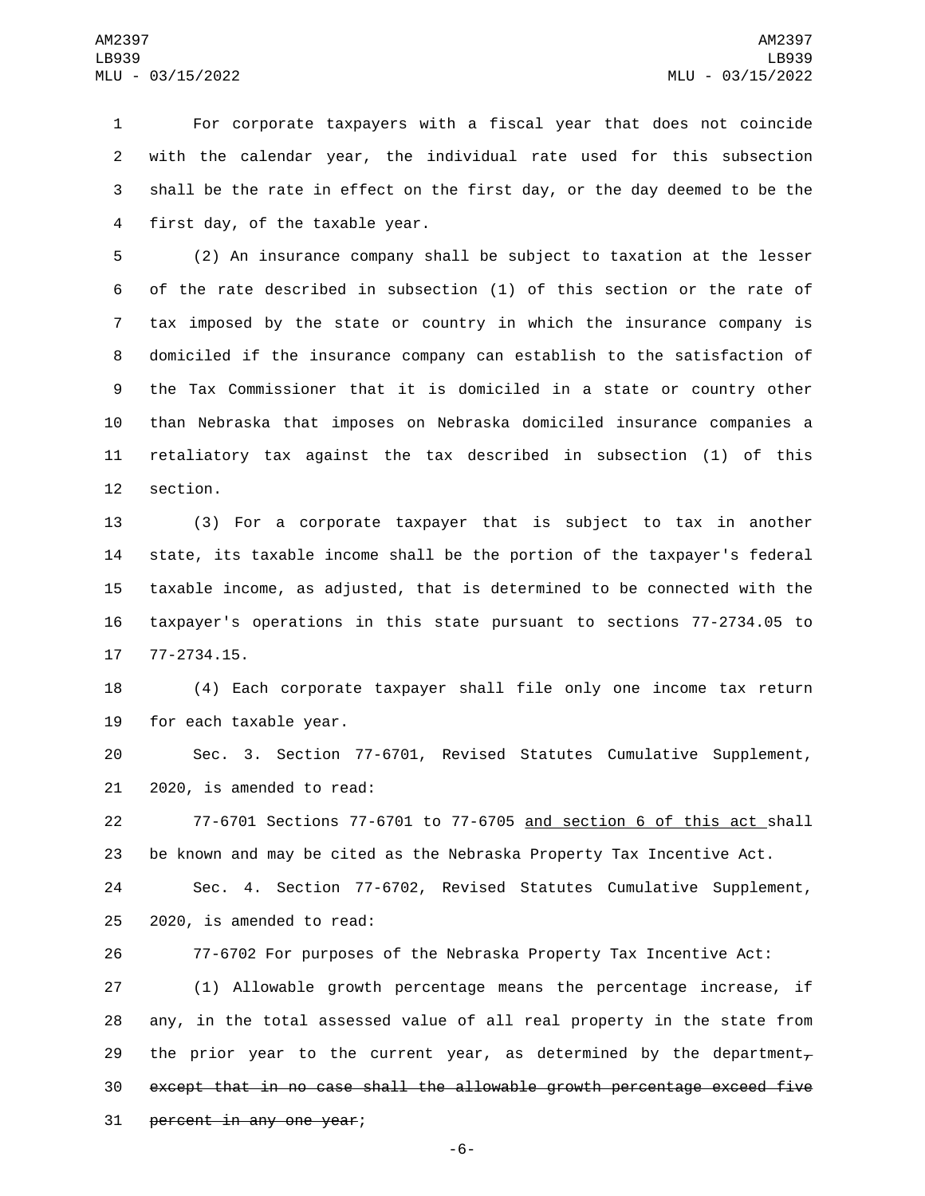For corporate taxpayers with a fiscal year that does not coincide with the calendar year, the individual rate used for this subsection shall be the rate in effect on the first day, or the day deemed to be the first day, of the taxable year.

(2) An insurance company shall be subject to taxation at the lesser of the rate described in subsection (1) of this section or the rate of tax imposed by the state or country in which the insurance company is domiciled if the insurance company can establish to the satisfaction of the Tax Commissioner that it is domiciled in a state or country other than Nebraska that imposes on Nebraska domiciled insurance companies a retaliatory tax against the tax described in subsection (1) of this section.

(3) For a corporate taxpayer that is subject to tax in another state, its taxable income shall be the portion of the taxpayer's federal taxable income, as adjusted, that is determined to be connected with the taxpayer's operations in this state pursuant to sections 77-2734.05 to 77-2734.15.

(4) Each corporate taxpayer shall file only one income tax return for each taxable year.

Sec. 3. Section 77-6701, Revised Statutes Cumulative Supplement, 2020, is amended to read:

77-6701 Sections 77-6701 to 77-6705 <u>and section 6 of this act</u> shall be known and may be cited as the Nebraska Property Tax Incentive Act.

Sec. 4. Section 77-6702, Revised Statutes Cumulative Supplement, 2020, is amended to read:

77-6702 For purposes of the Nebraska Property Tax Incentive Act:

(1) Allowable growth percentage means the percentage increase, if any, in the total assessed value of all real property in the state from the prior year to the current year, as determined by the department~~, except that in no case shall the allowable growth percentage exceed five percent in any one year~~;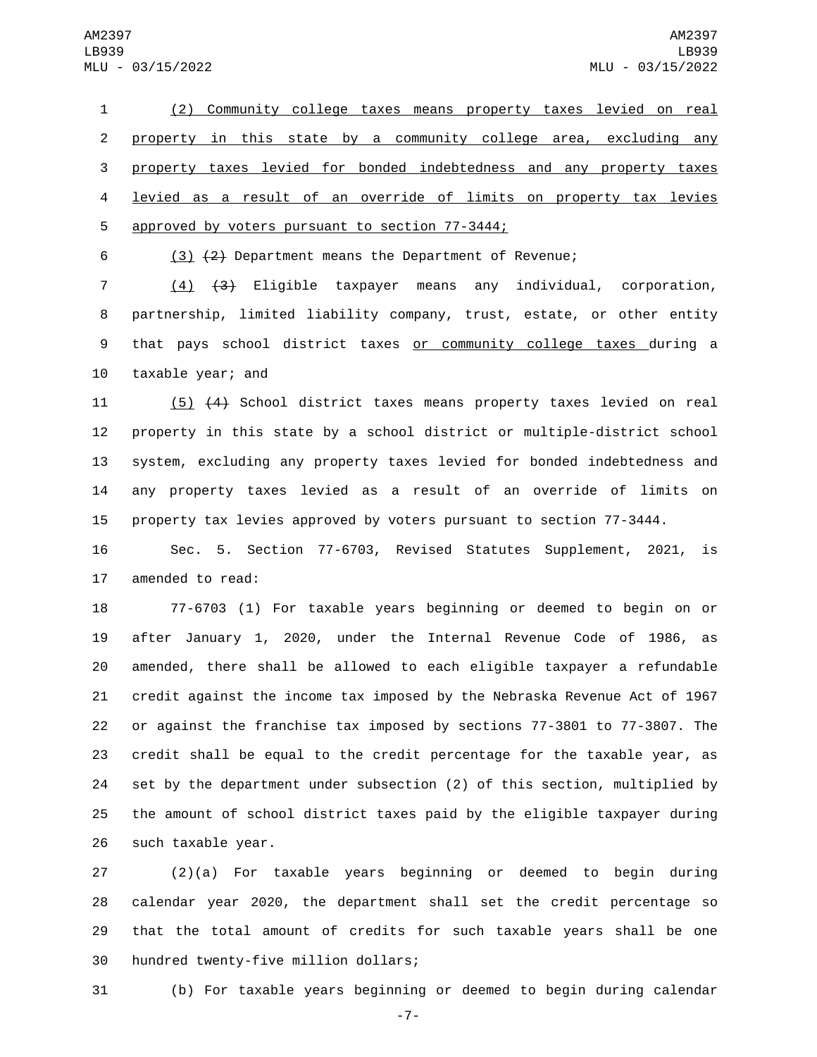(2) Community college taxes means property taxes levied on real property in this state by a community college area, excluding any property taxes levied for bonded indebtedness and any property taxes levied as a result of an override of limits on property tax levies approved by voters pursuant to section 77-3444;

(3) ~~(2)~~ Department means the Department of Revenue;

(4) ~~(3)~~ Eligible taxpayer means any individual, corporation, partnership, limited liability company, trust, estate, or other entity that pays school district taxes or community college taxes during a taxable year; and

(5) ~~(4)~~ School district taxes means property taxes levied on real property in this state by a school district or multiple-district school system, excluding any property taxes levied for bonded indebtedness and any property taxes levied as a result of an override of limits on property tax levies approved by voters pursuant to section 77-3444.

Sec. 5. Section 77-6703, Revised Statutes Supplement, 2021, is amended to read:

77-6703 (1) For taxable years beginning or deemed to begin on or after January 1, 2020, under the Internal Revenue Code of 1986, as amended, there shall be allowed to each eligible taxpayer a refundable credit against the income tax imposed by the Nebraska Revenue Act of 1967 or against the franchise tax imposed by sections 77-3801 to 77-3807. The credit shall be equal to the credit percentage for the taxable year, as set by the department under subsection (2) of this section, multiplied by the amount of school district taxes paid by the eligible taxpayer during such taxable year.

(2)(a) For taxable years beginning or deemed to begin during calendar year 2020, the department shall set the credit percentage so that the total amount of credits for such taxable years shall be one hundred twenty-five million dollars;

(b) For taxable years beginning or deemed to begin during calendar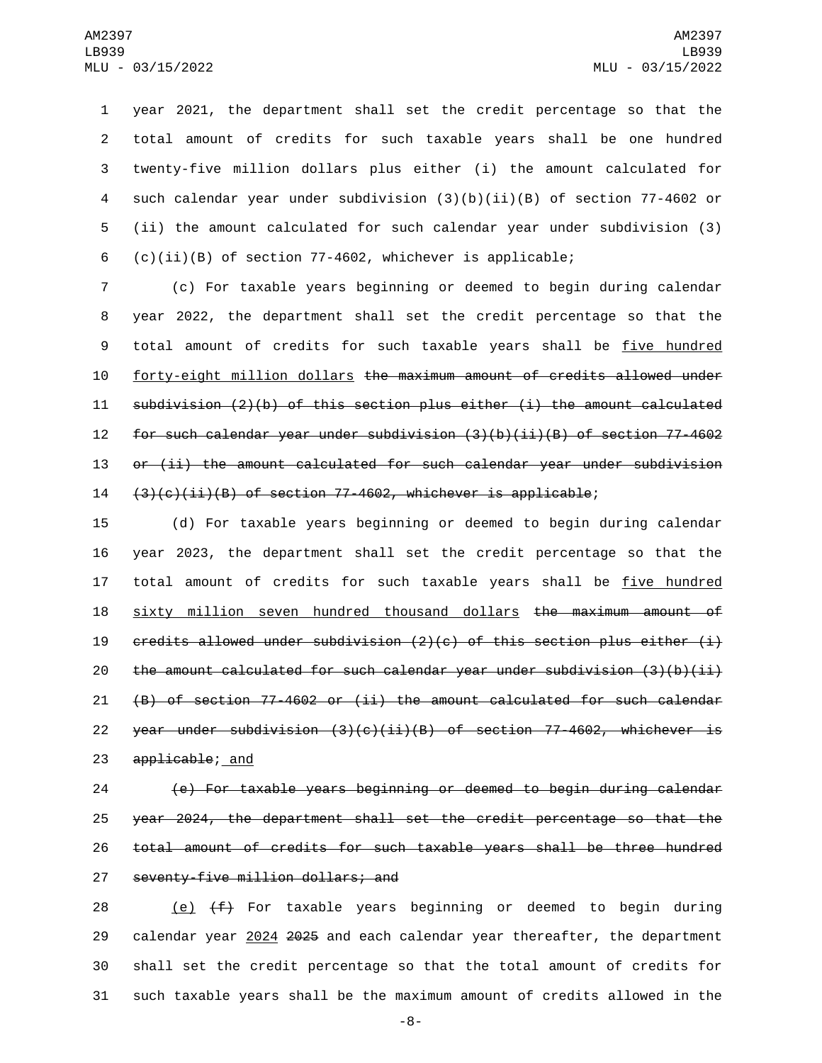year 2021, the department shall set the credit percentage so that the total amount of credits for such taxable years shall be one hundred twenty-five million dollars plus either (i) the amount calculated for such calendar year under subdivision (3)(b)(ii)(B) of section 77-4602 or (ii) the amount calculated for such calendar year under subdivision (3)(c)(ii)(B) of section 77-4602, whichever is applicable;

(c) For taxable years beginning or deemed to begin during calendar year 2022, the department shall set the credit percentage so that the total amount of credits for such taxable years shall be <u>five hundred forty-eight million dollars</u> ~~the maximum amount of credits allowed under subdivision (2)(b) of this section plus either (i) the amount calculated for such calendar year under subdivision (3)(b)(ii)(B) of section 77-4602 or (ii) the amount calculated for such calendar year under subdivision (3)(c)(ii)(B) of section 77-4602, whichever is applicable~~;

(d) For taxable years beginning or deemed to begin during calendar year 2023, the department shall set the credit percentage so that the total amount of credits for such taxable years shall be <u>five hundred sixty million seven hundred thousand dollars</u> ~~the maximum amount of credits allowed under subdivision (2)(c) of this section plus either (i) the amount calculated for such calendar year under subdivision (3)(b)(ii)(B) of section 77-4602 or (ii) the amount calculated for such calendar year under subdivision (3)(c)(ii)(B) of section 77-4602, whichever is applicable~~;<u> and</u>

~~(e) For taxable years beginning or deemed to begin during calendar year 2024, the department shall set the credit percentage so that the total amount of credits for such taxable years shall be three hundred seventy-five million dollars; and~~

<u>(e)</u> ~~(f)~~ For taxable years beginning or deemed to begin during calendar year <u>2024</u> ~~2025~~ and each calendar year thereafter, the department shall set the credit percentage so that the total amount of credits for such taxable years shall be the maximum amount of credits allowed in the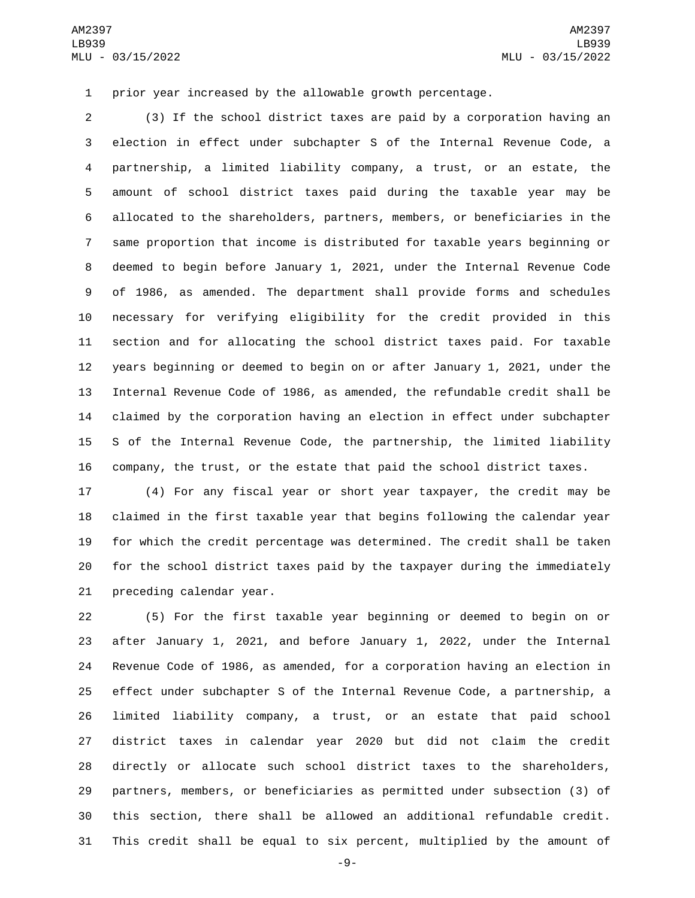prior year increased by the allowable growth percentage.

(3) If the school district taxes are paid by a corporation having an election in effect under subchapter S of the Internal Revenue Code, a partnership, a limited liability company, a trust, or an estate, the amount of school district taxes paid during the taxable year may be allocated to the shareholders, partners, members, or beneficiaries in the same proportion that income is distributed for taxable years beginning or deemed to begin before January 1, 2021, under the Internal Revenue Code of 1986, as amended. The department shall provide forms and schedules necessary for verifying eligibility for the credit provided in this section and for allocating the school district taxes paid. For taxable years beginning or deemed to begin on or after January 1, 2021, under the Internal Revenue Code of 1986, as amended, the refundable credit shall be claimed by the corporation having an election in effect under subchapter S of the Internal Revenue Code, the partnership, the limited liability company, the trust, or the estate that paid the school district taxes.

(4) For any fiscal year or short year taxpayer, the credit may be claimed in the first taxable year that begins following the calendar year for which the credit percentage was determined. The credit shall be taken for the school district taxes paid by the taxpayer during the immediately preceding calendar year.

(5) For the first taxable year beginning or deemed to begin on or after January 1, 2021, and before January 1, 2022, under the Internal Revenue Code of 1986, as amended, for a corporation having an election in effect under subchapter S of the Internal Revenue Code, a partnership, a limited liability company, a trust, or an estate that paid school district taxes in calendar year 2020 but did not claim the credit directly or allocate such school district taxes to the shareholders, partners, members, or beneficiaries as permitted under subsection (3) of this section, there shall be allowed an additional refundable credit. This credit shall be equal to six percent, multiplied by the amount of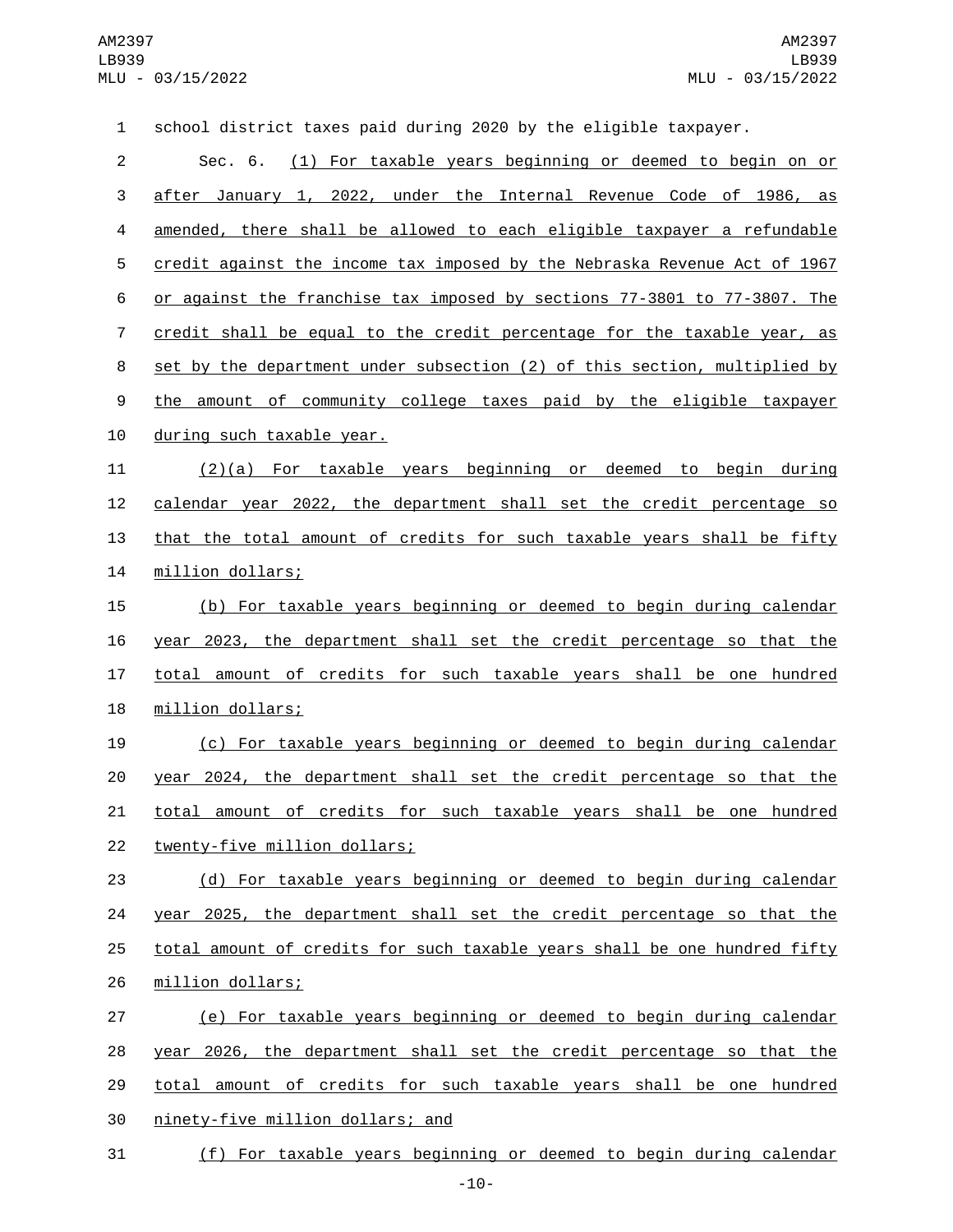school district taxes paid during 2020 by the eligible taxpayer.

Sec. 6. (1) For taxable years beginning or deemed to begin on or after January 1, 2022, under the Internal Revenue Code of 1986, as amended, there shall be allowed to each eligible taxpayer a refundable credit against the income tax imposed by the Nebraska Revenue Act of 1967 or against the franchise tax imposed by sections 77-3801 to 77-3807. The credit shall be equal to the credit percentage for the taxable year, as set by the department under subsection (2) of this section, multiplied by the amount of community college taxes paid by the eligible taxpayer during such taxable year.

(2)(a) For taxable years beginning or deemed to begin during calendar year 2022, the department shall set the credit percentage so that the total amount of credits for such taxable years shall be fifty million dollars;

(b) For taxable years beginning or deemed to begin during calendar year 2023, the department shall set the credit percentage so that the total amount of credits for such taxable years shall be one hundred million dollars;

(c) For taxable years beginning or deemed to begin during calendar year 2024, the department shall set the credit percentage so that the total amount of credits for such taxable years shall be one hundred twenty-five million dollars;

(d) For taxable years beginning or deemed to begin during calendar year 2025, the department shall set the credit percentage so that the total amount of credits for such taxable years shall be one hundred fifty million dollars;

(e) For taxable years beginning or deemed to begin during calendar year 2026, the department shall set the credit percentage so that the total amount of credits for such taxable years shall be one hundred ninety-five million dollars; and

(f) For taxable years beginning or deemed to begin during calendar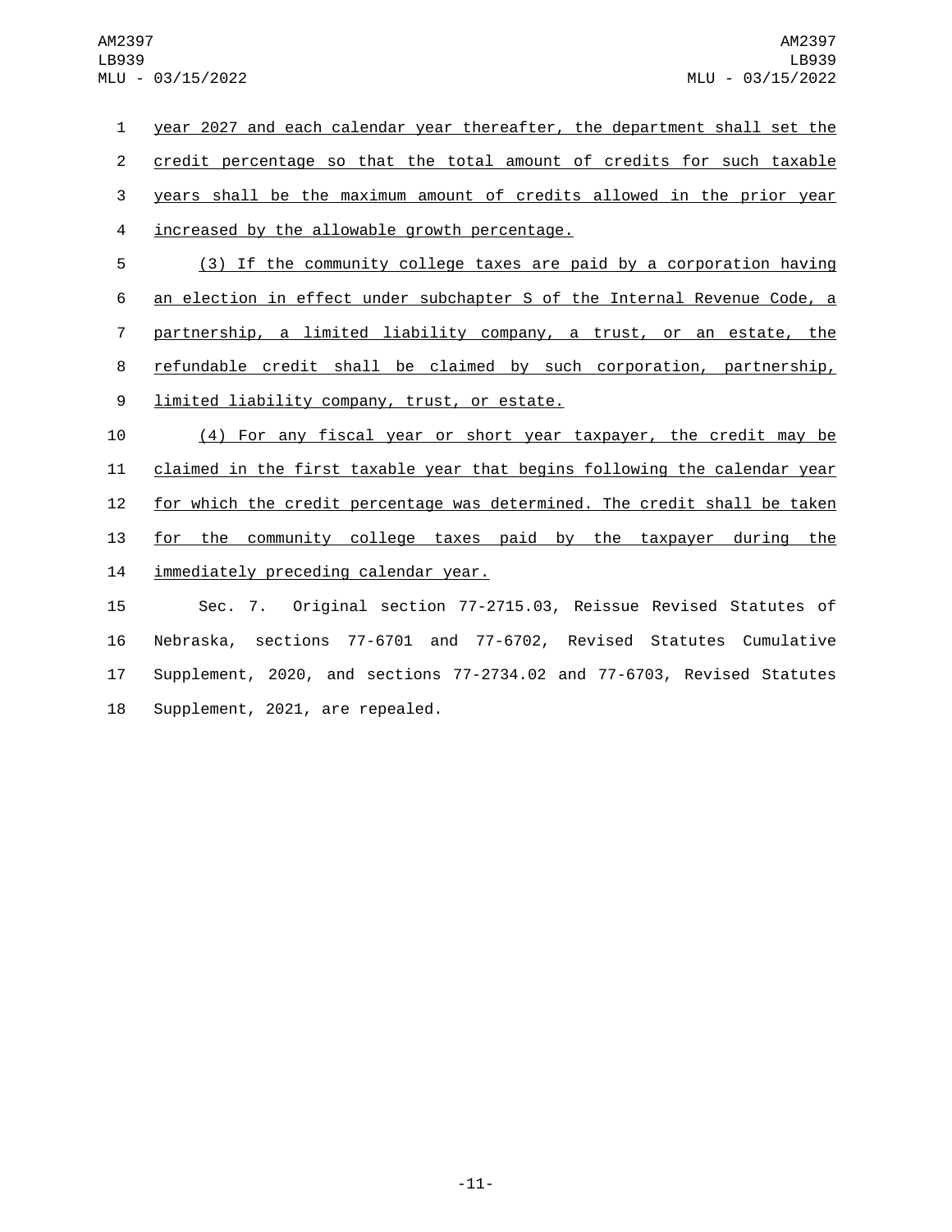year 2027 and each calendar year thereafter, the department shall set the credit percentage so that the total amount of credits for such taxable years shall be the maximum amount of credits allowed in the prior year increased by the allowable growth percentage.

(3) If the community college taxes are paid by a corporation having an election in effect under subchapter S of the Internal Revenue Code, a partnership, a limited liability company, a trust, or an estate, the refundable credit shall be claimed by such corporation, partnership, limited liability company, trust, or estate.

(4) For any fiscal year or short year taxpayer, the credit may be claimed in the first taxable year that begins following the calendar year for which the credit percentage was determined. The credit shall be taken for the community college taxes paid by the taxpayer during the immediately preceding calendar year.

Sec. 7. Original section 77-2715.03, Reissue Revised Statutes of Nebraska, sections 77-6701 and 77-6702, Revised Statutes Cumulative Supplement, 2020, and sections 77-2734.02 and 77-6703, Revised Statutes Supplement, 2021, are repealed.